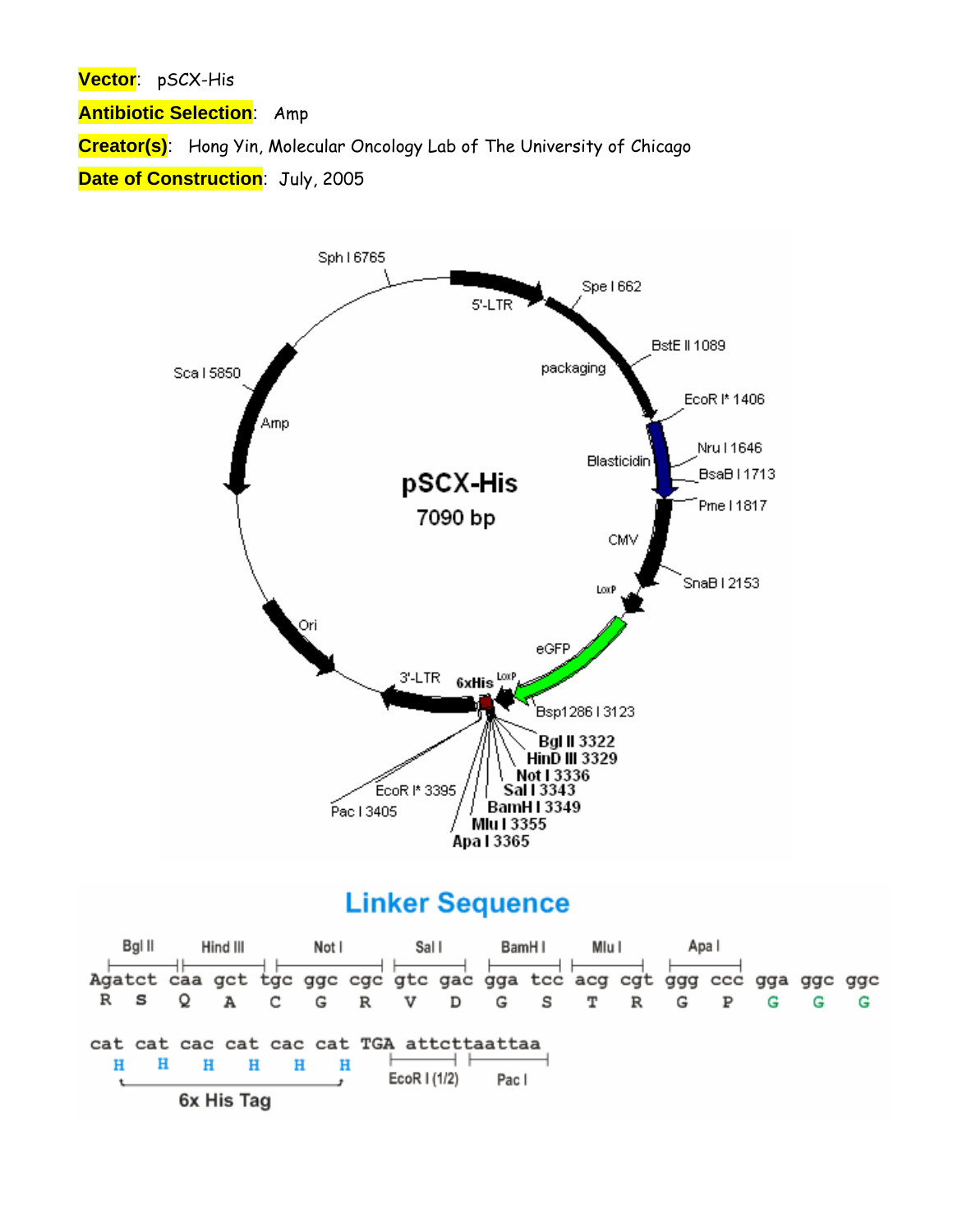**Vector**: pSCX-His

**Antibiotic Selection**: Amp

**Creator(s)**: Hong Yin, Molecular Oncology Lab of The University of Chicago

**Date of Construction**: July, 2005

pSCX-His
7090 bp

Sph I 6765
5'-LTR
Spe I 662
BstE II 1089
packaging
EcoR I* 1406
Blasticidin
Nru I 1646
BsaB I 1713
Pme I 1817
CMV
SnaB I 2153
LoxP
eGFP
LoxP
6xHis
3'-LTR
Bsp1286 I 3123
Bgl II 3322
HinD III 3329
Not I 3336
Sal I 3343
BamH I 3349
Mlu I 3355
Apa I 3365
EcoR I* 3395
Pac I 3405
Ori
Amp
Sca I 5850

## Linker Sequence

```
Bgl II   Hind III   Not I       Sal I    BamH I   Mlu I    Apa I
Agatct caa gct tgc ggc cgc gtc gac gga tcc acg cgt ggg ccc gga ggc ggc
R   S   Q   A   C   G   R   V   D   G   S   T   R   G   P   G   G   G

cat cat cac cat cac cat TGA attcttaattaa
H   H   H   H   H   H       EcoR I (1/2)  Pac I
6x His Tag
```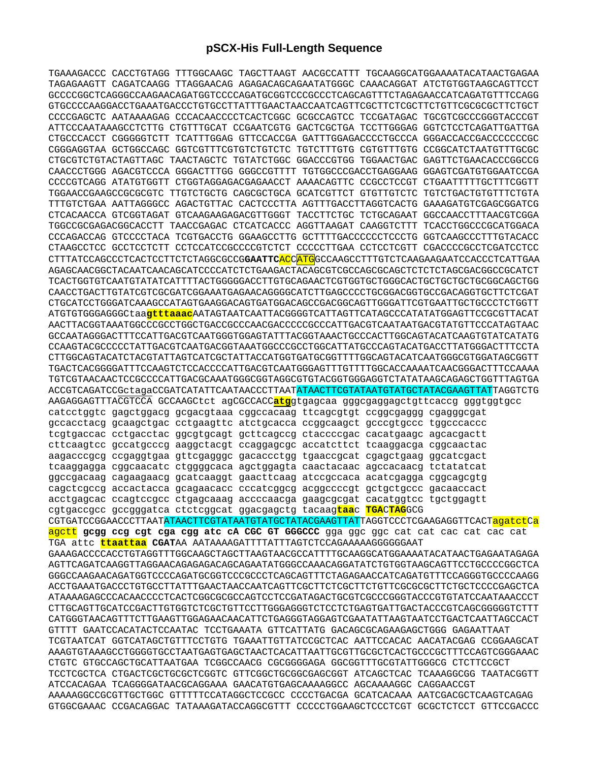## pSCX-His Full-Length Sequence

TGAAAGACCC CACCTGTAGG TTTGGCAAGC TAGCTTAAGT AACGCCATTT TGCAAGGCATGGAAAATACATAACTGAGAA
TAGAGAAGTT CAGATCAAGG TTAGGAACAG AGAGACAGCAGAATATGGGC CAAACAGGAT ATCTGTGGTAAGCAGTTCCT
GCCCCGGCTCAGGGCCAAGAACAGATGGTCCCCAGATGCGGTCCCGCCCTCAGCAGTTTCTAGAGAACCATCAGATGTTTCCAGG
GTGCCCCAAGGACCTGAAATGACCCTGTGCCTTATTTGAACTAACCAATCAGTTCGCTTCTCGCTTCTGTTCGCGCGCTTCTGCT
CCCCGAGCTC AATAAAAGAG CCCACAACCCCTCACTCGGC GCGCCAGTCC TCCGATAGAC TGCGTCGCCCGGGTACCCGT
ATTCCCAATAAAGCCTCTTG CTGTTTGCAT CCGAATCGTG GACTCGCTGA TCCTTGGGAG GGTCTCCTCAGATTGATTGA
CTGCCCACCT CGGGGGTCTT TCATTTGGAG GTTCCACCGA GATTTGGAGACCCCTGCCCA GGGACCACCGACCCCCCCGC
CGGGAGGTAA GCTGGCCAGC GGTCGTTTCGTGTCTGTCTC TGTCTTTGTG CGTGTTTGTG CCGGCATCTAATGTTTGCGC
CTGCGTCTGTACTAGTTAGC TAACTAGCTC TGTATCTGGC GGACCCGTGG TGGAACTGAC GAGTTCTGAACACCCGGCCG
CAACCCTGGG AGACGTCCCA GGGACTTTGG GGGCCGTTTT TGTGGCCCGACCTGAGGAAG GGAGTCGATGTGGAATCCGA
CCCCGTCAGG ATATGTGGTT CTGGTAGGAGACGAGAACCT AAAACAGTTC CCGCCTCCGT CTGAATTTTTGCTTTCGGTT
TGGAACCGAAGCCGCGCGTC TTGTCTGCTG CAGCGCTGCA GCATCGTTCT GTGTTGTCTC TGTCTGACTGTGTTTCTGTA
TTTGTCTGAA AATTAGGGCC AGACTGTTAC CACTCCCTTA AGTTTGACCTTAGGTCACTG GAAAGATGTCGAGCGGATCG
CTCACAACCA GTCGGTAGAT GTCAAGAAGAGACGTTGGGT TACCTTCTGC TCTGCAGAAT GGCCAACCTTTAACGTCGGA
TGGCCGCGAGACGGCACCTT TAACCGAGAC CTCATCACCC AGGTTAAGAT CAAGGTCTTT TCACCTGGCCCGCATGGACA
CCCAGACCAG GTCCCCTACA TCGTGACCTG GGAAGCCTTG GCTTTTGACCCCCCTCCCTG GGTCAAGCCCTTTGTACACC
CTAAGCCTCC GCCTCCTCTT CCTCCATCCGCCCCGTCTCT CCCCCTTGAA CCTCCTCGTT CGACCCCGCCTCGATCCTCC
CTTTATCCAGCCCTCACTCCTTCTCTAGGCGCCG**GAATTC**ACCATGGCCAAGCCTTTGTCTCAAGAAGAATCCACCCTCATTGAA
AGAGCAACGGCTACAATCAACAGCATCCCCATCTCTGAAGACTACAGCGTCGCCAGCGCAGCTCTCTCTAGCGACGGCCGCATCT
TCACTGGTGTCAATGTATATCATTTTACTGGGGGACCTTGTGCAGAACTCGTGGTGCTGGGCACTGCTGCTGCTGCGGCAGCTGG
CAACCTGACTTGTATCGTCGCGATCGGAAATGAGAACAGGGGCATCTTGAGCCCCTGCGGACGGTGCCGACAGGTGCTTCTCGAT
CTGCATCCTGGGATCAAAGCCATAGTGAAGGACAGTGATGGACAGCCGACGGCAGTTGGGATTCGTGAATTGCTGCCCTCTGGTT
ATGTGTGGGAGGGCtaa**gtttaaac**AATAGTAATCAATTACGGGGTCATTAGTTCATAGCCCATATATGGAGTTCCGCGTTACAT
AACTTACGGTAAATGGCCCGCCTGGCTGACCGCCCAACGACCCCCGCCCATTGACGTCAATAATGACGTATGTTCCCATAGTAAC
GCCAATAGGGACTTTCCATTGACGTCAATGGGTGGAGTATTTACGGTAAACTGCCCACTTGGCAGTACATCAAGTGTATCATATG
CCAAGTACGCCCCCTATTGACGTCAATGACGGTAAATGGCCCGCCTGGCATTATGCCCAGTACATGACCTTATGGGACTTTCCTA
CTTGGCAGTACATCTACGTATTAGTCATCGCTATTACCATGGTGATGCGGTTTTGGCAGTACATCAATGGGCGTGGATAGCGGTT
TGACTCACGGGGATTTCCAAGTCTCCACCCCATTGACGTCAATGGGAGTTTGTTTTGGCACCAAAATCAACGGGACTTTCCAAAA
TGTCGTAACAACTCCGCCCCATTGACGCAAATGGGCGGTAGGCGTGTACGGTGGGAGGTCTATATAAGCAGAGCTGGTTTAGTGA
ACCGTCAGATCCGctagaCCGATCATATTCAATAACCCTTAATATAACTTCGTATAATGTATGCTATACGAAGTTATTAGGTCTG
AAGAGGAGTTTACGTCCA GCCAAGCtct agCGCCACC**atg**gtgagcaa gggcgaggagctgttcaccg ggtggtgcc
catcctggtc gagctggacg gcgacgtaaa cggccacaag ttcagcgtgt ccggcgaggg cgagggcgat
gccacctacg gcaagctgac cctgaagttc atctgcacca ccggcaagct gcccgtgccc tggcccaccc
tcgtgaccac cctgacctac ggcgtgcagt gcttcagccg ctaccccgac cacatgaagc agcacgactt
cttcaagtcc gccatgcccg aaggctacgt ccaggagcgc accatcttct tcaaggacga cggcaactac
aagacccgcg ccgaggtgaa gttcgagggc gacaccctgg tgaaccgcat cgagctgaag ggcatcgact
tcaaggagga cggcaacatc ctggggcaca agctggagta caactacaac agccacaacg tctatatcat
ggccgacaag cagaagaacg gcatcaaggt gaacttcaag atccgccaca acatcgagga cggcagcgtg
cagctcgccg accactacca gcagaacacc cccatcggcg acggccccgt gctgctgccc gacaaccact
acctgagcac ccagtccgcc ctgagcaaag accccaacga gaagcgcgat cacatggtcc tgctggagtt
cgtgaccgcc gccgggatca ctctcggcat ggacgagctg tacaag**taa**c **TGA**C**TAG**GCG
CGTGATCCGGAACCCTTAATATAACTTCGTATAATGTATGCTATACGAAGTTATTAGGTCCCTCGAAGAGGTTCACTagatctCa
agctt **gcgg ccg cgt cga cgg atc cA CGC GT GGGCCC** gga ggc ggc cat cat cac cat cac cat
TGA attc **ttaattaa** **CGAT**AA AATAAAAGATTTTATTTAGTCTCCAGAAAAAGGGGGGAAT
GAAAGACCCCACCTGTAGGTTTGGCAAGCTAGCTTAAGTAACGCCATTTTGCAAGGCATGGAAAATACATAACTGAGAATAGAGA
AGTTCAGATCAAGGTTAGGAACAGAGAGACAGCAGAATATGGGCCAAACAGGATATCTGTGGTAAGCAGTTCCTGCCCCGGCTCA
GGGCCAAGAACAGATGGTCCCCAGATGCGGTCCCGCCCTCAGCAGTTTCTAGAGAACCATCAGATGTTTCCAGGGTGCCCCAAGG
ACCTGAAATGACCCTGTGCCTTATTTGAACTAACCAATCAGTTCGCTTCTCGCTTCTGTTCGCGCGCTTCTGCTCCCCGAGCTCA
ATAAAAGAGCCCACAACCCCTCACTCGGCGCGCCAGTCCTCCGATAGACTGCGTCGCCCGGGTACCCGTGTATCCAATAAACCCT
CTTGCAGTTGCATCCGACTTGTGGTCTCGCTGTTCCTTGGGAGGGTCTCCTCTGAGTGATTGACTACCCGTCAGCGGGGGTCTTT
CATGGGTAACAGTTTCTTGAAGTTGGAGAACAACATTCTGAGGGTAGGAGTCGAATATTAAGTAATCCTGACTCAATTAGCCACT
GTTTT GAATCCACATACTCCAATAC TCCTGAAATA GTTCATTATG GACAGCGCAGAAGAGCTGGG GAGAATTAAT
TCGTAATCAT GGTCATAGCTGTTTCCTGTG TGAAATTGTTATCCGCTCAC AATTCCACAC AACATACGAG CCGGAAGCAT
AAAGTGTAAAGCCTGGGGTGCCTAATGAGTGAGCTAACTCACATTAATTGCGTTGCGCTCACTGCCCGCTTTCCAGTCGGGAAAC
CTGTC GTGCCAGCTGCATTAATGAA TCGGCCAACG CGCGGGGAGA GGCGGTTTGCGTATTGGGCG CTCTTCCGCT
TCCTCGCTCA CTGACTCGCTGCGCTCGGTC GTTCGGCTGCGGCGAGCGGT ATCAGCTCAC TCAAAGGCGG TAATACGGTT
ATCCACAGAA TCAGGGGATAACGCAGGAAA GAACATGTGAGCAAAAGGCC AGCAAAAGGC CAGGAACCGT
AAAAAGGCCGCGTTGCTGGC GTTTTTCCATAGGCTCCGCC CCCCTGACGA GCATCACAAA AATCGACGCTCAAGTCAGAG
GTGGCGAAAC CCGACAGGAC TATAAAGATACCAGGCGTTT CCCCCTGGAAGCTCCCTCGT GCGCTCTCCT GTTCCGACCC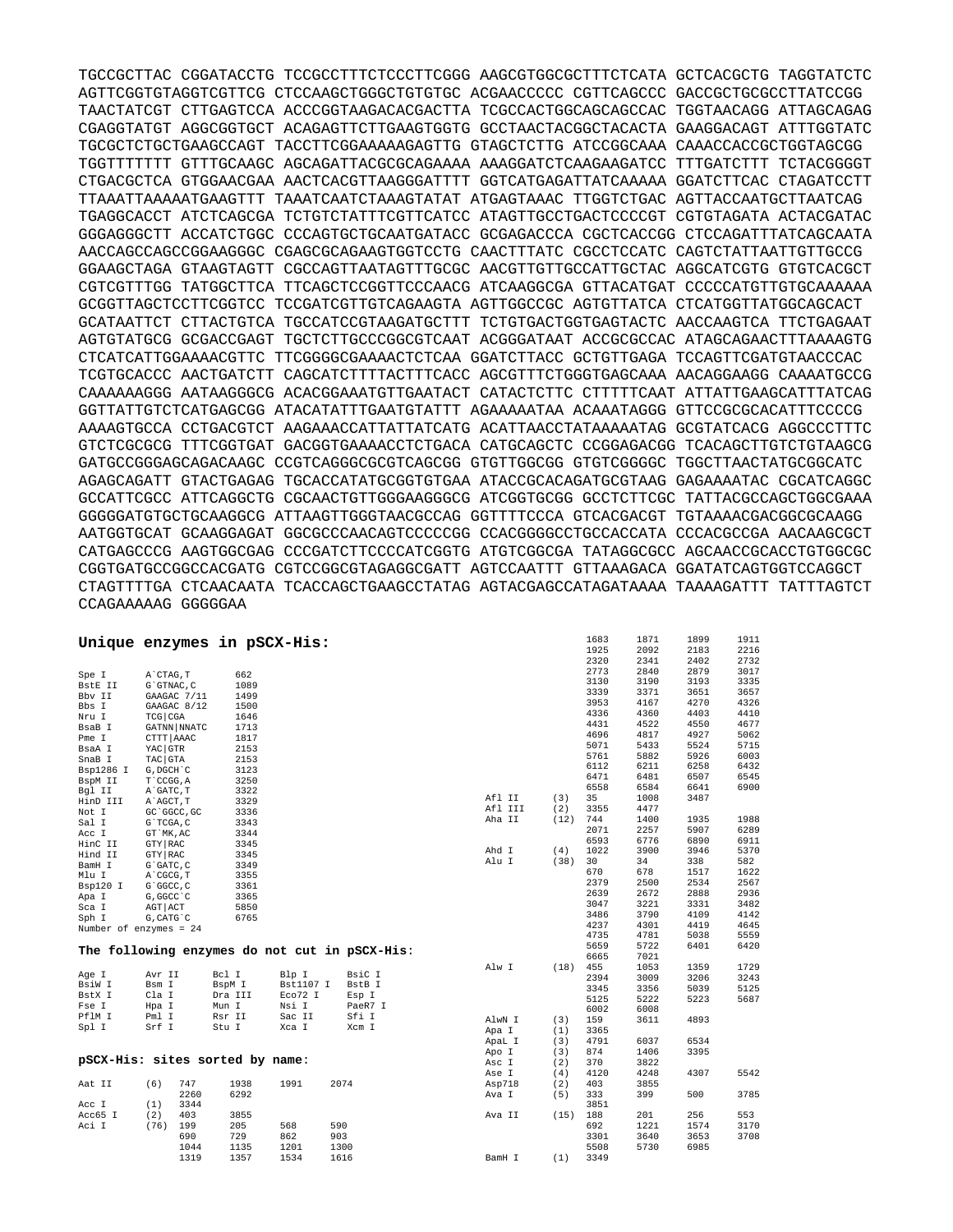```
TGCCGCTTAC CGGATACCTG TCCGCCTTTCTCCCTTCGGG AAGCGTGGCGCTTTCTCATA GCTCACGCTG TAGGTATCTC
AGTTCGGTGTAGGTCGTTCG CTCCAAGCTGGGCTGTGTGC ACGAACCCCC CGTTCAGCCC GACCGCTGCGCCTTATCCGG
TAACTATCGT CTTGAGTCCA ACCCGGTAAGACACGACTTA TCGCCACTGGCAGCAGCCAC TGGTAACAGG ATTAGCAGAG
CGAGGTATGT AGGCGGTGCT ACAGAGTTCTTGAAGTGGTG GCCTAACTACGGCTACACTA GAAGGACAGT ATTTGGTATC
TGCGCTCTGCTGAAGCCAGT TACCTTCGGAAAAAGAGTTG GTAGCTCTTG ATCCGGCAAA CAAACCACCGCTGGTAGCGG
TGGTTTTTTT GTTTGCAAGC AGCAGATTACGCGCAGAAAA AAAGGATCTCAAGAAGATCC TTTGATCTTT TCTACGGGGT
CTGACGCTCA GTGGAACGAA AACTCACGTTAAGGGATTTT GGTCATGAGATTATCAAAAA GGATCTTCAC CTAGATCCTT
TTAAATTAAAAATGAAGTTT TAAATCAATCTAAAGTATAT ATGAGTAAAC TTGGTCTGAC AGTTACCAATGCTTAATCAG
TGAGGCACCT ATCTCAGCGA TCTGTCTATTTCGTTCATCC ATAGTTGCCTGACTCCCCGT CGTGTAGATA ACTACGATAC
GGGAGGGCTT ACCATCTGGC CCCAGTGCTGCAATGATACC GCGAGACCCA CGCTCACCGG CTCCAGATTTATCAGCAATA
AACCAGCCAGCCGGAAGGGC CGAGCGCAGAAGTGGTCCTG CAACTTTATC CGCCTCCATC CAGTCTATTAATTGTTGCCG
GGAAGCTAGA GTAAGTAGTT CGCCAGTTAATAGTTTGCGC AACGTTGTTGCCATTGCTAC AGGCATCGTG GTGTCACGCT
CGTCGTTTGG TATGGCTTCA TTCAGCTCCGGTTCCCAACG ATCAAGGCGA GTTACATGAT CCCCCATGTTGTGCAAAAAA
GCGGTTAGCTCCTTCGGTCC TCCGATCGTTGTCAGAAGTA AGTTGGCCGC AGTGTTATCA CTCATGGTTATGGCAGCACT
GCATAATTCT CTTACTGTCA TGCCATCCGTAAGATGCTTT TCTGTGACTGGTGAGTACTC AACCAAGTCA TTCTGAGAAT
AGTGTATGCG GCGACCGAGT TGCTCTTGCCCGGCGTCAAT ACGGGATAAT ACCGCGCCAC ATAGCAGAACTTTAAAAGTG
CTCATCATTGGAAAACGTTC TTCGGGGCGAAAACTCTCAA GGATCTTACC GCTGTTGAGA TCCAGTTCGATGTAACCCAC
TCGTGCACCC AACTGATCTT CAGCATCTTTTACTTTCACC AGCGTTTCTGGGTGAGCAAA AACAGGAAGG CAAAATGCCG
CAAAAAAGGG AATAAGGGCG ACACGGAAATGTTGAATACT CATACTCTTC CTTTTTCAAT ATTATTGAAGCATTTATCAG
GGTTATTGTCTCATGAGCGG ATACATATTTGAATGTATTT AGAAAAATAA ACAAATAGGG GTTCCGCGCACATTTCCCCG
AAAAGTGCCA CCTGACGTCT AAGAAACCATTATTATCATG ACATTAACCTATAAAAATAG GCGTATCACG AGGCCCTTTC
GTCTCGCGCG TTTCGGTGAT GACGGTGAAAACCTCTGACA CATGCAGCTC CCGGAGACGG TCACAGCTTGTCTGTAAGCG
GATGCCGGGAGCAGACAAGC CCGTCAGGGCGCGTCAGCGG GTGTTGGCGG GTGTCGGGGC TGGCTTAACTATGCGGCATC
AGAGCAGATT GTACTGAGAG TGCACCATATGCGGTGTGAA ATACCGCACAGATGCGTAAG GAGAAAATAC CGCATCAGGC
GCCATTCGCC ATTCAGGCTG CGCAACTGTTGGGAAGGGCG ATCGGTGCGG GCCTCTTCGC TATTACGCCAGCTGGCGAAA
GGGGGATGTGCTGCAAGGCG ATTAAGTTGGGTAACGCCAG GGTTTTCCCA GTCACGACGT TGTAAAACGACGGCGCAAGG
AATGGTGCAT GCAAGGAGAT GGCGCCCAACAGTCCCCCGG CCACGGGGCCTGCCACCATA CCCACGCCGA AACAAGCGCT
CATGAGCCCG AAGTGGCGAG CCCGATCTTCCCCATCGGTG ATGTCGGCGA TATAGGCGCC AGCAACCGCACCTGTGGCGC
CGGTGATGCCGGCCACGATG CGTCCGGCGTAGAGGCGATT AGTCCAATTT GTTAAAGACA GGATATCAGTGGTCCAGGCT
CTAGTTTTGA CTCAACAATA TCACCAGCTGAAGCCTATAG AGTACGAGCCATAGATAAAA TAAAAGATTT TATTTAGTCT
CCAGAAAAAG GGGGGAA
```

## Unique enzymes in pSCX-His:

| Enzyme | Site | Position |
|---|---|---|
| Spe I | A`CTAG,T | 662 |
| BstE II | G`GTNAC,C | 1089 |
| Bbv II | GAAGAC 7/11 | 1499 |
| Bbs I | GAAGAC 8/12 | 1500 |
| Nru I | TCG\|CGA | 1646 |
| BsaB I | GATNN\|NNATC | 1713 |
| Pme I | CTTT\|AAAC | 1817 |
| BsaA I | YAC\|GTR | 2153 |
| SnaB I | TAC\|GTA | 2153 |
| Bsp1286 I | G,DGCH`C | 3123 |
| BspM II | T`CCGG,A | 3250 |
| Bgl II | A`GATC,T | 3322 |
| HinD III | A`AGCT,T | 3329 |
| Not I | GC`GGCC,GC | 3336 |
| Sal I | G`TCGA,C | 3343 |
| Acc I | GT`MK,AC | 3344 |
| HinC II | GTY\|RAC | 3345 |
| Hind II | GTY\|RAC | 3345 |
| BamH I | G`GATC,C | 3349 |
| Mlu I | A`CGCG,T | 3355 |
| Bsp120 I | G`GCCC,C | 3361 |
| Apa I | G,GGCC`C | 3365 |
| Sca I | AGT\|ACT | 5850 |
| Sph I | G,CATG`C | 6765 |

Number of enzymes = 24

### The following enzymes do not cut in pSCX-His:

| | | | | |
|---|---|---|---|---|
| Age I | Avr II | Bcl I | Blp I | BsiC I |
| BsiW I | Bsm I | BspM I | Bst1107 I | BstB I |
| BstX I | Cla I | Dra III | Eco72 I | Esp I |
| Fse I | Hpa I | Mun I | Nsi I | PaeR7 I |
| PflM I | Pml I | Rsr II | Sac II | Sfi I |
| Spl I | Srf I | Stu I | Xca I | Xcm I |

### pSCX-His: sites sorted by name:

| Enzyme | No. | Positions | | | |
|---|---|---|---|---|---|
| Aat II | (6) | 747 | 1938 | 1991 | 2074 |
| | | 2260 | 6292 | | |
| Acc I | (1) | 3344 | | | |
| Acc65 I | (2) | 403 | 3855 | | |
| Aci I | (76) | 199 | 205 | 568 | 590 |
| | | 690 | 729 | 862 | 903 |
| | | 1044 | 1135 | 1201 | 1300 |
| | | 1319 | 1357 | 1534 | 1616 |
| | | 1683 | 1871 | 1899 | 1911 |
| | | 1925 | 2092 | 2183 | 2216 |
| | | 2320 | 2341 | 2402 | 2732 |
| | | 2773 | 2840 | 2879 | 3017 |
| | | 3130 | 3190 | 3193 | 3335 |
| | | 3339 | 3371 | 3651 | 3657 |
| | | 3953 | 4167 | 4270 | 4326 |
| | | 4336 | 4360 | 4403 | 4410 |
| | | 4431 | 4522 | 4550 | 4677 |
| | | 4696 | 4817 | 4927 | 5062 |
| | | 5071 | 5433 | 5524 | 5715 |
| | | 5761 | 5882 | 5926 | 6003 |
| | | 6112 | 6211 | 6258 | 6432 |
| | | 6471 | 6481 | 6507 | 6545 |
| | | 6558 | 6584 | 6641 | 6900 |
| Afl II | (3) | 35 | 1008 | 3487 | |
| Afl III | (2) | 3355 | 4477 | | |
| Aha II | (12) | 744 | 1400 | 1935 | 1988 |
| | | 2071 | 2257 | 5907 | 6289 |
| | | 6593 | 6776 | 6890 | 6911 |
| Ahd I | (4) | 1022 | 3900 | 3946 | 5370 |
| Alu I | (38) | 30 | 34 | 338 | 582 |
| | | 670 | 678 | 1517 | 1622 |
| | | 2379 | 2500 | 2534 | 2567 |
| | | 2639 | 2672 | 2888 | 2936 |
| | | 3047 | 3221 | 3331 | 3482 |
| | | 3486 | 3790 | 4109 | 4142 |
| | | 4237 | 4301 | 4419 | 4645 |
| | | 4735 | 4781 | 5038 | 5559 |
| | | 5659 | 5722 | 6401 | 6420 |
| | | 6665 | 7021 | | |
| Alw I | (18) | 455 | 1053 | 1359 | 1729 |
| | | 2394 | 3009 | 3206 | 3243 |
| | | 3345 | 3356 | 5039 | 5125 |
| | | 5125 | 5222 | 5223 | 5687 |
| | | 6002 | 6008 | | |
| AlwN I | (3) | 159 | 3611 | 4893 | |
| Apa I | (1) | 3365 | | | |
| ApaL I | (3) | 4791 | 6037 | 6534 | |
| Apo I | (3) | 874 | 1406 | 3395 | |
| Asc I | (2) | 370 | 3822 | | |
| Ase I | (4) | 4120 | 4248 | 4307 | 5542 |
| Asp718 | (2) | 403 | 3855 | | |
| Ava I | (5) | 333 | 399 | 500 | 3785 |
| | | 3851 | | | |
| Ava II | (15) | 188 | 201 | 256 | 553 |
| | | 692 | 1221 | 1574 | 3170 |
| | | 3301 | 3640 | 3653 | 3708 |
| | | 5508 | 5730 | 6985 | |
| BamH I | (1) | 3349 | | | |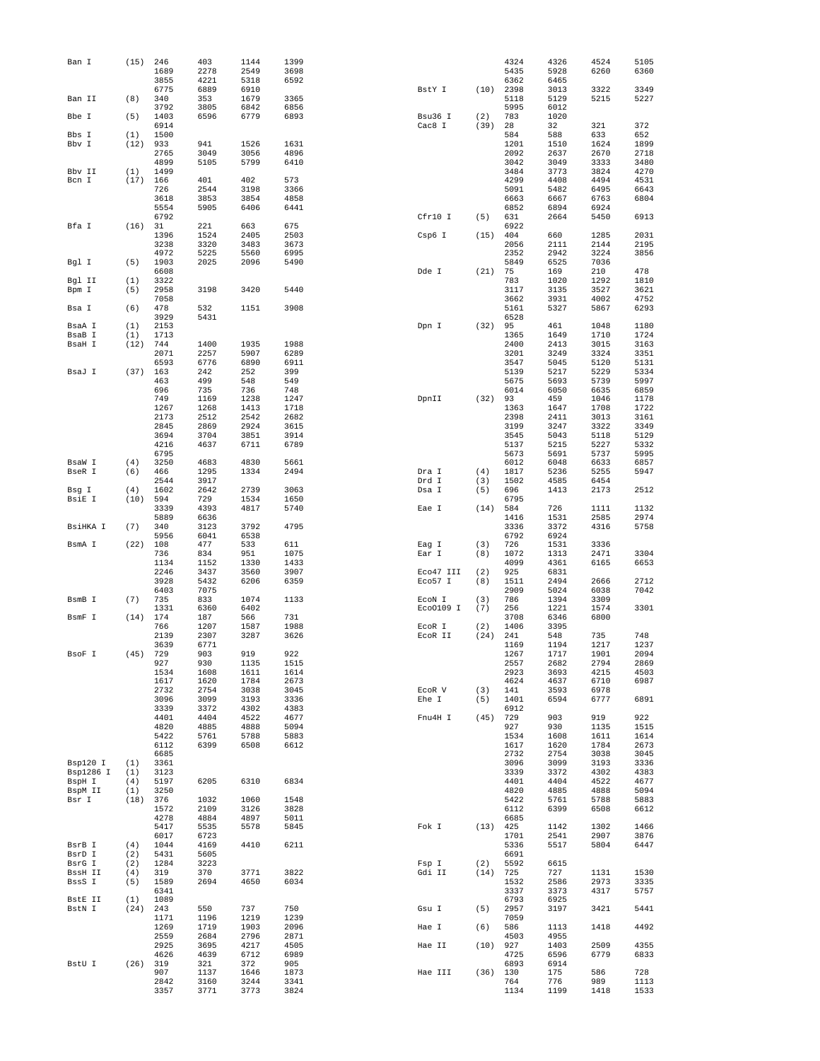```
Ban I     (15)  246    403    1144   1399
                1689   2278   2549   3698
                3855   4221   5318   6592
                6775   6889   6910
Ban II    (8)   340    353    1679   3365
                3792   3805   6842   6856
Bbe I     (5)   1403   6596   6779   6893
                6914
Bbs I     (1)   1500
Bbv I     (12)  933    941    1526   1631
                2765   3049   3056   4896
                4899   5105   5799   6410
Bbv II    (1)   1499
Bcn I     (17)  166    401    402    573
                726    2544   3198   3366
                3618   3853   3854   4858
                5554   5905   6406   6441
                6792
Bfa I     (16)  31     221    663    675
                1396   1524   2405   2503
                3238   3320   3483   3673
                4972   5225   5560   6995
Bgl I     (5)   1903   2025   2096   5490
                6608
Bgl II    (1)   3322
Bpm I     (5)   2958   3198   3420   5440
                7058
Bsa I     (6)   478    532    1151   3908
                3929   5431
BsaA I    (1)   2153
BsaB I    (1)   1713
BsaH I    (12)  744    1400   1935   1988
                2071   2257   5907   6289
                6593   6776   6890   6911
BsaJ I    (37)  163    242    252    399
                463    499    548    549
                696    735    736    748
                749    1169   1238   1247
                1267   1268   1413   1718
                2173   2512   2542   2682
                2845   2869   2924   3615
                3694   3704   3851   3914
                4216   4637   6711   6789
                6795
BsaW I    (4)   3250   4683   4830   5661
BseR I    (6)   466    1295   1334   2494
                2544   3917
Bsg I     (4)   1602   2642   2739   3063
BsiE I    (10)  594    729    1534   1650
                3339   4393   4817   5740
                5889   6636
BsiHKA I  (7)   340    3123   3792   4795
                5956   6041   6538
BsmA I    (22)  108    477    533    611
                736    834    951    1075
                1134   1152   1330   1433
                2246   3437   3560   3907
                3928   5432   6206   6359
                6403   7075
BsmB I    (7)   735    833    1074   1133
                1331   6360   6402
BsmF I    (14)  174    187    566    731
                766    1207   1587   1988
                2139   2307   3287   3626
                3639   6771
BsoF I    (45)  729    903    919    922
                927    930    1135   1515
                1534   1608   1611   1614
                1617   1620   1784   2673
                2732   2754   3038   3045
                3096   3099   3193   3336
                3339   3372   4302   4383
                4401   4404   4522   4677
                4820   4885   4888   5094
                5422   5761   5788   5883
                6112   6399   6508   6612
                6685
Bsp120 I  (1)   3361
Bsp1286 I (1)   3123
BspH I    (4)   5197   6205   6310   6834
BspM II   (1)   3250
Bsr I     (18)  376    1032   1060   1548
                1572   2109   3126   3828
                4278   4884   4897   5011
                5417   5535   5578   5845
                6017   6723
BsrB I    (4)   1044   4169   4410   6211
BsrD I    (2)   5431   5605
BsrG I    (2)   1284   3223
BssH II   (4)   319    370    3771   3822
BssS I    (5)   1589   2694   4650   6034
                6341
BstE II   (1)   1089
BstN I    (24)  243    550    737    750
                1171   1196   1219   1239
                1269   1719   1903   2096
                2559   2684   2796   2871
                2925   3695   4217   4505
                4626   4639   6712   6989
BstU I    (26)  319    321    372    905
                907    1137   1646   1873
                2842   3160   3244   3341
                3357   3771   3773   3824
                4324   4326   4524   5105
                5435   5928   6260   6360
                6362   6465
BstY I    (10)  2398   3013   3322   3349
                5118   5129   5215   5227
                5995   6012
Bsu36 I   (2)   783    1020
Cac8 I    (39)  28     32     321    372
                584    588    633    652
                1201   1510   1624   1899
                2092   2637   2670   2718
                3042   3049   3333   3480
                3484   3773   3824   4270
                4299   4408   4494   4531
                5091   5482   6495   6643
                6663   6667   6763   6804
                6852   6894   6924
Cfr10 I   (5)   631    2664   5450   6913
                6922
Csp6 I    (15)  404    660    1285   2031
                2056   2111   2144   2195
                2352   2942   3224   3856
                5849   6525   7036
Dde I     (21)  75     169    210    478
                783    1020   1292   1810
                3117   3135   3527   3621
                3662   3931   4002   4752
                5161   5327   5867   6293
                6528
Dpn I     (32)  95     461    1048   1180
                1365   1649   1710   1724
                2400   2413   3015   3163
                3201   3249   3324   3351
                3547   5045   5120   5131
                5139   5217   5229   5334
                5675   5693   5739   5997
                6014   6050   6635   6859
DpnII     (32)  93     459    1046   1178
                1363   1647   1708   1722
                2398   2411   3013   3161
                3199   3247   3322   3349
                3545   5043   5118   5129
                5137   5215   5227   5332
                5673   5691   5737   5995
                6012   6048   6633   6857
Dra I     (4)   1817   5236   5255   5947
Drd I     (3)   1502   4585   6454
Dsa I     (5)   696    1413   2173   2512
                6795
Eae I     (14)  584    726    1111   1132
                1416   1531   2585   2974
                3336   3372   4316   5758
                6792   6924
Eag I     (3)   726    1531   3336
Ear I     (8)   1072   1313   2471   3304
                4099   4361   6165   6653
Eco47 III (2)   925    6831
Eco57 I   (8)   1511   2494   2666   2712
                2909   5024   6038   7042
EcoN I    (3)   786    1394   3309
EcoO109 I (7)   256    1221   1574   3301
                3708   6346   6800
EcoR I    (2)   1406   3395
EcoR II   (24)  241    548    735    748
                1169   1194   1217   1237
                1267   1717   1901   2094
                2557   2682   2794   2869
                2923   3693   4215   4503
                4624   4637   6710   6987
EcoR V    (3)   141    3593   6978
Ehe I     (5)   1401   6594   6777   6891
                6912
Fnu4H I   (45)  729    903    919    922
                927    930    1135   1515
                1534   1608   1611   1614
                1617   1620   1784   2673
                2732   2754   3038   3045
                3096   3099   3193   3336
                3339   3372   4302   4383
                4401   4404   4522   4677
                4820   4885   4888   5094
                5422   5761   5788   5883
                6112   6399   6508   6612
                6685
Fok I     (13)  425    1142   1302   1466
                1701   2541   2907   3876
                5336   5517   5804   6447
                6691
Fsp I     (2)   5592   6615
Gdi II    (14)  725    727    1131   1530
                1532   2586   2973   3335
                3337   3373   4317   5757
                6793   6925
Gsu I     (5)   2957   3197   3421   5441
                7059
Hae I     (6)   586    1113   1418   4492
                4503   4955
Hae II    (10)  927    1403   2509   4355
                4725   6596   6779   6833
                6893   6914
Hae III   (36)  130    175    586    728
                764    776    989    1113
                1134   1199   1418   1533
```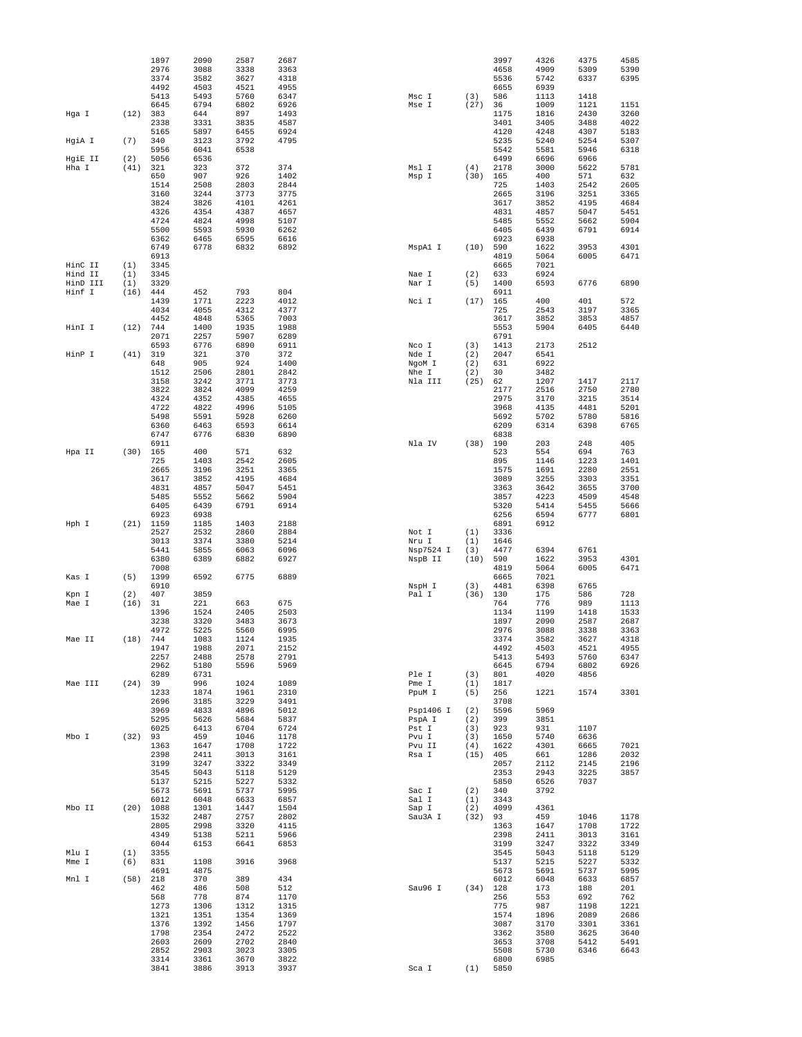```
                1897    2090    2587    2687                                3997    4326    4375    4585
                2976    3088    3338    3363                                4658    4909    5309    5390
                3374    3582    3627    4318                                5536    5742    6337    6395
                4492    4503    4521    4955                                6655    6939
                5413    5493    5760    6347         Msc I       (3)   586     1113    1418
                6645    6794    6802    6926         Mse I       (27)  36      1009    1121    1151
Hga I     (12)  383     644     897     1493                               1175    1816    2430    3260
                2338    3331    3835    4587                               3401    3405    3488    4022
                5165    5897    6455    6924                               4120    4248    4307    5183
HgiA I    (7)   340     3123    3792    4795                               5235    5240    5254    5307
                5956    6041    6538                                       5542    5581    5946    6318
HgiE II   (2)   5056    6536                                               6499    6696    6966
Hha I     (41)  321     323     372     374          Msl I       (4)   2178    3000    5622    5781
                650     907     926     1402         Msp I       (30)  165     400     571     632
                1514    2508    2803    2844                               725     1403    2542    2605
                3160    3244    3773    3775                               2665    3196    3251    3365
                3824    3826    4101    4261                               3617    3852    4195    4684
                4326    4354    4387    4657                               4831    4857    5047    5451
                4724    4824    4998    5107                               5485    5552    5662    5904
                5500    5593    5930    6262                               6405    6439    6791    6914
                6362    6465    6595    6616                               6923    6938
                6749    6778    6832    6892         MspA1 I     (10)  590     1622    3953    4301
                6913                                                       4819    5064    6005    6471
HinC II   (1)   3345                                                       6665    7021
Hind II   (1)   3345                                 Nae I       (2)   633     6924
HinD III  (1)   3329                                 Nar I       (5)   1400    6593    6776    6890
Hinf I    (16)  444     452     793     804                                6911
                1439    1771    2223    4012         Nci I       (17)  165     400     401     572
                4034    4055    4312    4377                               725     2543    3197    3365
                4452    4848    5365    7003                               3617    3852    3853    4857
HinI I    (12)  744     1400    1935    1988                               5553    5904    6405    6440
                2071    2257    5907    6289                               6791
                6593    6776    6890    6911         Nco I       (3)   1413    2173    2512
HinP I    (41)  319     321     370     372          Nde I       (2)   2047    6541
                648     905     924     1400         NgoM I      (2)   631     6922
                1512    2506    2801    2842         Nhe I       (2)   30      3482
                3158    3242    3771    3773         Nla III     (25)  62      1207    1417    2117
                3822    3824    4099    4259                               2177    2516    2750    2780
                4324    4352    4385    4655                               2975    3170    3215    3514
                4722    4822    4996    5105                               3968    4135    4481    5201
                5498    5591    5928    6260                               5692    5702    5780    5816
                6360    6463    6593    6614                               6209    6314    6398    6765
                6747    6776    6830    6890                               6838
                6911                                 Nla IV      (38)  190     203     248     405
Hpa II    (30)  165     400     571     632                                523     554     694     763
                725     1403    2542    2605                               895     1146    1223    1401
                2665    3196    3251    3365                               1575    1691    2280    2551
                3617    3852    4195    4684                               3089    3255    3303    3351
                4831    4857    5047    5451                               3363    3642    3655    3700
                5485    5552    5662    5904                               3857    4223    4509    4548
                6405    6439    6791    6914                               5320    5414    5455    5666
                6923    6938                                               6256    6594    6777    6801
Hph I     (21)  1159    1185    1403    2188                               6891    6912
                2527    2532    2860    2884         Not I       (1)   3336
                3013    3374    3380    5214         Nru I       (1)   1646
                5441    5855    6063    6096         Nsp7524 I   (3)   4477    6394    6761
                6380    6389    6882    6927         NspB II     (10)  590     1622    3953    4301
                7008                                                       4819    5064    6005    6471
Kas I     (5)   1399    6592    6775    6889                               6665    7021
                6910                                 NspH I      (3)   4481    6398    6765
Kpn I     (2)   407     3859                         Pal I       (36)  130     175     586     728
Mae I     (16)  31      221     663     675                                764     776     989     1113
                1396    1524    2405    2503                               1134    1199    1418    1533
                3238    3320    3483    3673                               1897    2090    2587    2687
                4972    5225    5560    6995                               2976    3088    3338    3363
Mae II    (18)  744     1083    1124    1935                               3374    3582    3627    4318
                1947    1988    2071    2152                               4492    4503    4521    4955
                2257    2488    2578    2791                               5413    5493    5760    6347
                2962    5180    5596    5969                               6645    6794    6802    6926
                6289    6731                                 Ple I       (3)   801     4020    4856
Mae III   (24)  39      996     1024    1089         Pme I       (1)   1817
                1233    1874    1961    2310         PpuM I      (5)   256     1221    1574    3301
                2696    3185    3229    3491                               3708
                3969    4833    4896    5012         Psp1406 I   (2)   5596    5969
                5295    5626    5684    5837         PspA I      (2)   399     3851
                6025    6413    6704    6724         Pst I       (3)   923     931     1107
Mbo I     (32)  93      459     1046    1178         Pvu I       (3)   1650    5740    6636
                1363    1647    1708    1722         Pvu II      (4)   1622    4301    6665    7021
                2398    2411    3013    3161         Rsa I       (15)  405     661     1286    2032
                3199    3247    3322    3349                               2057    2112    2145    2196
                3545    5043    5118    5129                               2353    2943    3225    3857
                5137    5215    5227    5332                               5850    6526    7037
                5673    5691    5737    5995         Sac I       (2)   340     3792
                6012    6048    6633    6857         Sal I       (1)   3343
Mbo II    (20)  1088    1301    1447    1504         Sap I       (2)   4099    4361
                1532    2487    2757    2802         Sau3A I     (32)  93      459     1046    1178
                2805    2998    3320    4115                               1363    1647    1708    1722
                4349    5138    5211    5966                               2398    2411    3013    3161
                6044    6153    6641    6853                               3199    3247    3322    3349
Mlu I     (1)   3355                                                       3545    5043    5118    5129
Mme I     (6)   831     1108    3916    3968                               5137    5215    5227    5332
                4691    4875                                               5673    5691    5737    5995
Mnl I     (58)  218     370     389     434                                6012    6048    6633    6857
                462     486     508     512          Sau96 I     (34)  128     173     188     201
                568     778     874     1170                               256     553     692     762
                1273    1306    1312    1315                               775     987     1198    1221
                1321    1351    1354    1369                               1574    1896    2089    2686
                1376    1392    1456    1797                               3087    3170    3301    3361
                1798    2354    2472    2522                               3362    3580    3625    3640
                2603    2609    2702    2840                               3653    3708    5412    5491
                2852    2903    3023    3305                               5508    5730    6346    6643
                3314    3361    3670    3822                               6800    6985
                3841    3886    3913    3937         Sca I       (1)   5850
```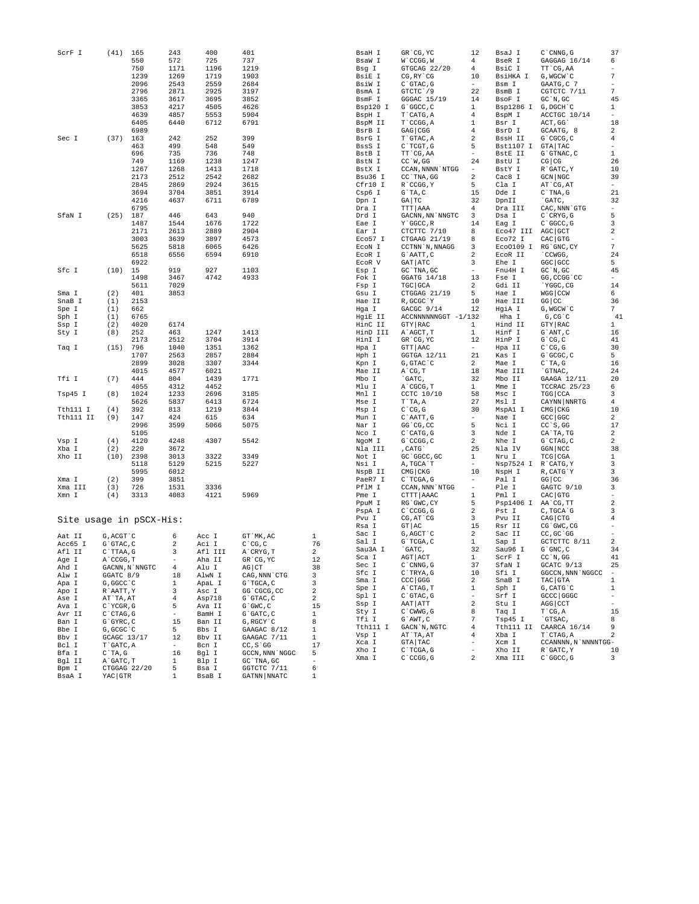| | | | | | |
|---|---|---|---|---|---|
| ScrF I | (41) | 165 | 243 | 400 | 401 |
| | | 550 | 572 | 725 | 737 |
| | | 750 | 1171 | 1196 | 1219 |
| | | 1239 | 1269 | 1719 | 1903 |
| | | 2096 | 2543 | 2559 | 2684 |
| | | 2796 | 2871 | 2925 | 3197 |
| | | 3365 | 3617 | 3695 | 3852 |
| | | 3853 | 4217 | 4505 | 4626 |
| | | 4639 | 4857 | 5553 | 5904 |
| | | 6405 | 6440 | 6712 | 6791 |
| | | 6989 | | | |
| Sec I | (37) | 163 | 242 | 252 | 399 |
| | | 463 | 499 | 548 | 549 |
| | | 696 | 735 | 736 | 748 |
| | | 749 | 1169 | 1238 | 1247 |
| | | 1267 | 1268 | 1413 | 1718 |
| | | 2173 | 2512 | 2542 | 2682 |
| | | 2845 | 2869 | 2924 | 3615 |
| | | 3694 | 3704 | 3851 | 3914 |
| | | 4216 | 4637 | 6711 | 6789 |
| | | 6795 | | | |
| SfaN I | (25) | 187 | 446 | 643 | 940 |
| | | 1487 | 1544 | 1676 | 1722 |
| | | 2171 | 2613 | 2889 | 2904 |
| | | 3003 | 3639 | 3897 | 4573 |
| | | 5625 | 5818 | 6065 | 6426 |
| | | 6518 | 6556 | 6594 | 6910 |
| | | 6922 | | | |
| Sfc I | (10) | 15 | 919 | 927 | 1103 |
| | | 1498 | 3467 | 4742 | 4933 |
| | | 5611 | 7029 | | |
| Sma I | (2) | 401 | 3853 | | |
| SnaB I | (1) | 2153 | | | |
| Spe I | (1) | 662 | | | |
| Sph I | (1) | 6765 | | | |
| Ssp I | (2) | 4020 | 6174 | | |
| Sty I | (8) | 252 | 463 | 1247 | 1413 |
| | | 2173 | 2512 | 3704 | 3914 |
| Taq I | (15) | 796 | 1040 | 1351 | 1362 |
| | | 1707 | 2563 | 2857 | 2884 |
| | | 2899 | 3028 | 3307 | 3344 |
| | | 4015 | 4577 | 6021 | |
| Tfi I | (7) | 444 | 804 | 1439 | 1771 |
| | | 4055 | 4312 | 4452 | |
| Tsp45 I | (8) | 1024 | 1233 | 2696 | 3185 |
| | | 5626 | 5837 | 6413 | 6724 |
| Tth111 I | (4) | 392 | 813 | 1219 | 3844 |
| Tth111 II | (9) | 147 | 424 | 615 | 634 |
| | | 2996 | 3599 | 5066 | 5075 |
| | | 5105 | | | |
| Vsp I | (4) | 4120 | 4248 | 4307 | 5542 |
| Xba I | (2) | 220 | 3672 | | |
| Xho II | (10) | 2398 | 3013 | 3322 | 3349 |
| | | 5118 | 5129 | 5215 | 5227 |
| | | 5995 | 6012 | | |
| Xma I | (2) | 399 | 3851 | | |
| Xma III | (3) | 726 | 1531 | 3336 | |
| Xmn I | (4) | 3313 | 4083 | 4121 | 5969 |

## Site usage in pSCX-His:

| | | | | | |
|---|---|---|---|---|---|
| Aat II | G,ACGT`C | 6 | Acc I | GT`MK,AC | 1 |
| Acc65 I | G`GTAC,C | 2 | Aci I | C`CG,C | 76 |
| Afl II | C`TTAA,G | 3 | Afl III | A`CRYG,T | 2 |
| Age I | A`CCGG,T | - | Aha II | GR`CG,YC | 12 |
| Ahd I | GACNN,N`NNGTC | 4 | Alu I | AG\|CT | 38 |
| Alw I | GGATC 8/9 | 18 | AlwN I | CAG,NNN`CTG | 3 |
| Apa I | G,GGCC`C | 1 | ApaL I | G`TGCA,C | 3 |
| Apo I | R`AATT,Y | 3 | Asc I | GG`CGCG,CC | 2 |
| Ase I | AT`TA,AT | 4 | Asp718 | G`GTAC,C | 2 |
| Ava I | C`YCGR,G | 5 | Ava II | G`GWC,C | 15 |
| Avr II | C`CTAG,G | - | BamH I | G`GATC,C | 1 |
| Ban I | G`GYRC,C | 15 | Ban II | G,RGCY`C | 8 |
| Bbe I | G,GCGC`C | 5 | Bbs I | GAAGAC 8/12 | 1 |
| Bbv I | GCAGC 13/17 | 12 | Bbv II | GAAGAC 7/11 | 1 |
| Bcl I | T`GATC,A | - | Bcn I | CC,S`GG | 17 |
| Bfa I | C`TA,G | 16 | Bgl I | GCCN,NNN`NGGC | 5 |
| Bgl II | A`GATC,T | 1 | Blp I | GC`TNA,GC | - |
| Bpm I | CTGGAG 22/20 | 5 | Bsa I | GGTCTC 7/11 | 6 |
| BsaA I | YAC\|GTR | 1 | BsaB I | GATNN\|NNATC | 1 |
| BsaH I | GR`CG,YC | 12 | BsaJ I | C`CNNG,G | 37 |
| BsaW I | W`CCGG,W | 4 | BseR I | GAGGAG 16/14 | 6 |
| Bsg I | GTGCAG 22/20 | 4 | BsiC I | TT`CG,AA | - |
| BsiE I | CG,RY`CG | 10 | BsiHKA I | G,WGCW`C | 7 |
| BsiW I | C`GTAC,G | - | Bsm I | GAATG,C 7 | - |
| BsmA I | GTCTC`/9 | 22 | BsmB I | CGTCTC 7/11 | 7 |
| BsmF I | GGGAC 15/19 | 14 | BsoF I | GC`N,GC | 45 |
| Bsp120 I | G`GGCC,C | 1 | Bsp1286 I | G,DGCH`C | 1 |
| BspH I | T`CATG,A | 4 | BspM I | ACCTGC 10/14 | - |
| BspM II | T`CCGG,A | 1 | Bsr I | ACT,GG` | 18 |
| BsrB I | GAG\|CGG | 4 | BsrD I | GCAATG, 8 | 2 |
| BsrG I | T`GTAC,A | 2 | BssH II | G`CGCG,C | 4 |
| BssS I | C`TCGT,G | 5 | Bst1107 I | GTA\|TAC | - |
| BstB I | TT`CG,AA | - | BstE II | G`GTNAC,C | 1 |
| BstN I | CC`W,GG | 24 | BstU I | CG\|CG | 26 |
| BstX I | CCAN,NNNN`NTGG | - | BstY I | R`GATC,Y | 10 |
| Bsu36 I | CC`TNA,GG | 2 | Cac8 I | GCN\|NGC | 39 |
| Cfr10 I | R`CCGG,Y | 5 | Cla I | AT`CG,AT | - |
| Csp6 I | G`TA,C | 15 | Dde I | C`TNA,G | 21 |
| Dpn I | GA\|TC | 32 | DpnII | `GATC, | 32 |
| Dra I | TTT\|AAA | 4 | Dra III | CAC,NNN`GTG | - |
| Drd I | GACNN,NN`NNGTC | 3 | Dsa I | C`CRYG,G | 5 |
| Eae I | Y`GGCC,R | 14 | Eag I | C`GGCC,G | 3 |
| Ear I | CTCTTC 7/10 | 8 | Eco47 III | AGC\|GCT | 2 |
| Eco57 I | CTGAAG 21/19 | 8 | Eco72 I | CAC\|GTG | - |
| EcoN I | CCTNN`N,NNAGG | 3 | EcoO109 I | RG`GNC,CY | 7 |
| EcoR I | G`AATT,C | 2 | EcoR II | `CCWGG, | 24 |
| EcoR V | GAT\|ATC | 3 | Ehe I | GGC\|GCC | 5 |
| Esp I | GC`TNA,GC | - | Fnu4H I | GC`N,GC | 45 |
| Fok I | GGATG 14/18 | 13 | Fse I | GG,CCGG`CC | - |
| Fsp I | TGC\|GCA | 2 | Gdi II | `YGGC,CG | 14 |
| Gsu I | CTGGAG 21/19 | 5 | Hae I | WGG\|CCW | 6 |
| Hae II | R,GCGC`Y | 10 | Hae III | GG\|CC | 36 |
| Hga I | GACGC 9/14 | 12 | HgiA I | G,WGCW`C | 7 |
| HgiE II | ACCNNNNNNGGT -1/132 | | Hha I | G,CG`C | 41 |
| HinC II | GTY\|RAC | 1 | Hind II | GTY\|RAC | 1 |
| HinD III | A`AGCT,T | 1 | Hinf I | G`ANT,C | 16 |
| HinI I | GR`CG,YC | 12 | HinP I | G`CG,C | 41 |
| Hpa I | GTT\|AAC | - | Hpa II | C`CG,G | 30 |
| Hph I | GGTGA 12/11 | 21 | Kas I | G`GCGC,C | 5 |
| Kpn I | G,GTAC`C | 2 | Mae I | C`TA,G | 16 |
| Mae II | A`CG,T | 18 | Mae III | `GTNAC, | 24 |
| Mbo I | `GATC, | 32 | Mbo II | GAAGA 12/11 | 20 |
| Mlu I | A`CGCG,T | 1 | Mme I | TCCRAC 25/23 | 6 |
| Mnl I | CCTC 10/10 | 58 | Msc I | TGG\|CCA | 3 |
| Mse I | T`TA,A | 27 | Msl I | CAYNN\|NNRTG | 4 |
| Msp I | C`CG,G | 30 | MspA1 I | CMG\|CKG | 10 |
| Mun I | C`AATT,G | - | Nae I | GCC\|GGC | 2 |
| Nar I | GG`CG,CC | 5 | Nci I | CC`S,GG | 17 |
| Nco I | C`CATG,G | 3 | Nde I | CA`TA,TG | 2 |
| NgoM I | G`CCGG,C | 2 | Nhe I | G`CTAG,C | 2 |
| Nla III | ,CATG` | 25 | Nla IV | GGN\|NCC | 38 |
| Not I | GC`GGCC,GC | 1 | Nru I | TCG\|CGA | 1 |
| Nsi I | A,TGCA`T | - | Nsp7524 I | R`CATG,Y | 3 |
| NspB II | CMG\|CKG | 10 | NspH I | R,CATG`Y | 3 |
| PaeR7 I | C`TCGA,G | - | Pal I | GG\|CC | 36 |
| PflM I | CCAN,NNN`NTGG | - | Ple I | GAGTC 9/10 | 3 |
| Pme I | CTTT\|AAAC | 1 | Pml I | CAC\|GTG | - |
| PpuM I | RG`GWC,CY | 5 | Psp1406 I | AA`CG,TT | 2 |
| PspA I | C`CCGG,G | 2 | Pst I | C,TGCA`G | 3 |
| Pvu I | CG,AT`CG | 3 | Pvu II | CAG\|CTG | 4 |
| Rsa I | GT\|AC | 15 | Rsr II | CG`GWC,CG | - |
| Sac I | G,AGCT`C | 2 | Sac II | CC,GC`GG | - |
| Sal I | G`TCGA,C | 1 | Sap I | GCTCTTC 8/11 | 2 |
| Sau3A I | `GATC, | 32 | Sau96 I | G`GNC,C | 34 |
| Sca I | AGT\|ACT | 1 | ScrF I | CC`N,GG | 41 |
| Sec I | C`CNNG,G | 37 | SfaN I | GCATC 9/13 | 25 |
| Sfc I | C`TRYA,G | 10 | Sfi I | GGCCN,NNN`NGGCC | - |
| Sma I | CCC\|GGG | 2 | SnaB I | TAC\|GTA | 1 |
| Spe I | A`CTAG,T | 1 | Sph I | G,CATG`C | 1 |
| Spl I | C`GTAC,G | - | Srf I | GCCC\|GGGC | - |
| Ssp I | AAT\|ATT | 2 | Stu I | AGG\|CCT | - |
| Sty I | C`CWWG,G | 8 | Taq I | T`CG,A | 15 |
| Tfi I | G`AWT,C | 7 | Tsp45 I | `GTSAC, | 8 |
| Tth111 I | GACN`N,NGTC | 4 | Tth111 II | CAARCA 16/14 | 9 |
| Vsp I | AT`TA,AT | 4 | Xba I | T`CTAG,A | 2 |
| Xca I | GTA\|TAC | - | Xcm I | CCANNNN,N`NNNNTGG | - |
| Xho I | C`TCGA,G | - | Xho II | R`GATC,Y | 10 |
| Xma I | C`CCGG,G | 2 | Xma III | C`GGCC,G | 3 |